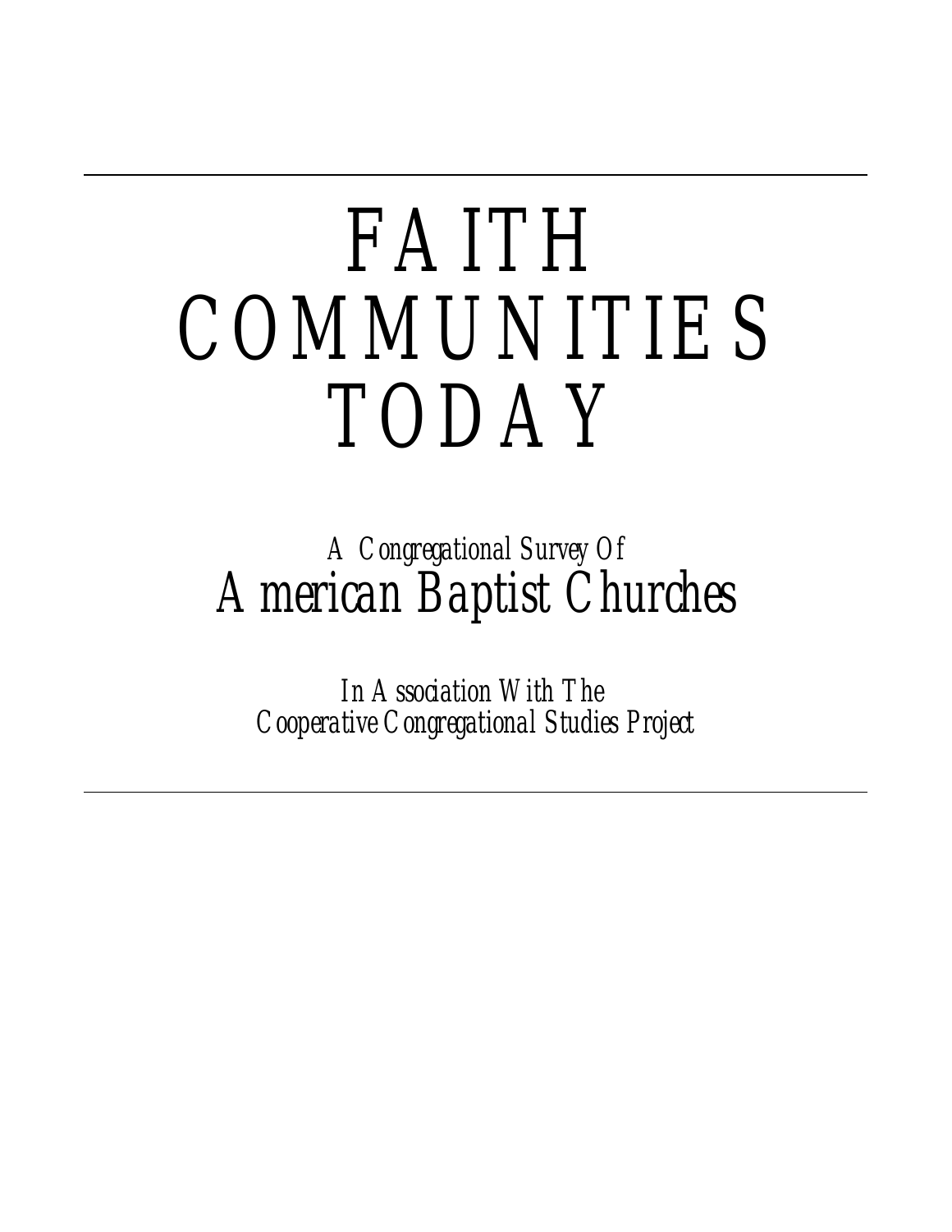# FAITH COMMUNITIES TODAY

*A Congregational Survey Of*

## *American Baptist Churches*

*In Association With The*
*Cooperative Congregational Studies Project*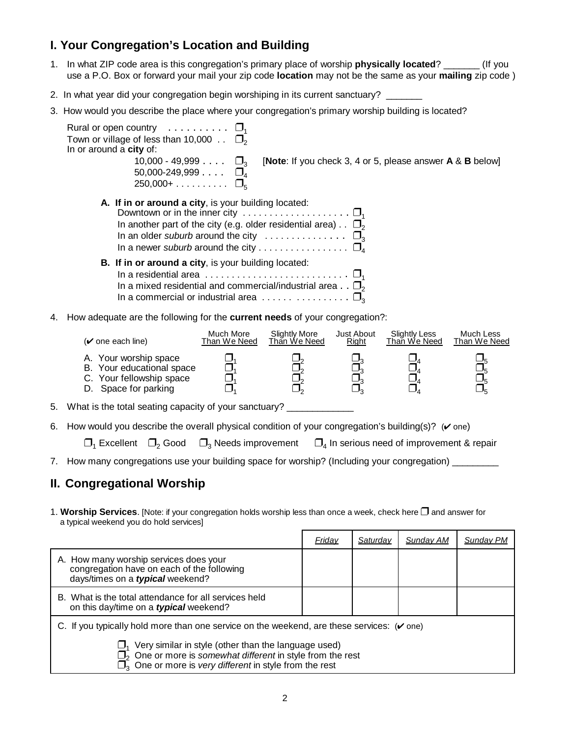## I. Your Congregation's Location and Building

1. In what ZIP code area is this congregation's primary place of worship **physically located**? _______ (If you use a P.O. Box or forward your mail your zip code **location** may not be the same as your **mailing** zip code )

2. In what year did your congregation begin worshiping in its current sanctuary? _______

3. How would you describe the place where your congregation's primary worship building is located?

   Rural or open country . . . . . . . . . . ❐ 1
   Town or village of less than 10,000 . . ❐ 2
   In or around a **city** of:
   10,000 - 49,999 . . . . ❐ 3 [**Note**: If you check 3, 4 or 5, please answer **A** & **B** below]
   50,000-249,999 . . . . ❐ 4
   250,000+ . . . . . . . . . . ❐ 5

   **A. If in or around a city**, is your building located:
   Downtown or in the inner city . . . . . . . . . . . . . . . . . . . . ❐ 1
   In another part of the city (e.g. older residential area) . . ❐ 2
   In an older *suburb* around the city . . . . . . . . . . . . . . . ❐ 3
   In a newer *suburb* around the city . . . . . . . . . . . . . . . . ❐ 4

   **B. If in or around a city**, is your building located:
   In a residential area . . . . . . . . . . . . . . . . . . . . . . . . . . . ❐ 1
   In a mixed residential and commercial/industrial area . . ❐ 2
   In a commercial or industrial area . . . . . . . . . . . . . . . . ❐ 3

4. How adequate are the following for the **current needs** of your congregation?:

| (✔ one each line) | Much More Than We Need | Slightly More Than We Need | Just About Right | Slightly Less Than We Need | Much Less Than We Need |
|---|---|---|---|---|---|
| A. Your worship space | ❐ 1 | ❐ 2 | ❐ 3 | ❐ 4 | ❐ 5 |
| B. Your educational space | ❐ 1 | ❐ 2 | ❐ 3 | ❐ 4 | ❐ 5 |
| C. Your fellowship space | ❐ 1 | ❐ 2 | ❐ 3 | ❐ 4 | ❐ 5 |
| D. Space for parking | ❐ 1 | ❐ 2 | ❐ 3 | ❐ 4 | ❐ 5 |

5. What is the total seating capacity of your sanctuary? _____________

6. How would you describe the overall physical condition of your congregation's building(s)? (✔ one)

   ❐ 1 Excellent ❐ 2 Good ❐ 3 Needs improvement ❐ 4 In serious need of improvement & repair

7. How many congregations use your building space for worship? (Including your congregation) _________

## II. Congregational Worship

1. **Worship Services**. [Note: if your congregation holds worship less than once a week, check here ❐ and answer for a typical weekend you do hold services]

| | *Friday* | *Saturday* | *Sunday AM* | *Sunday PM* |
|---|---|---|---|---|
| A. How many worship services does your congregation have on each of the following days/times on a ***typical*** weekend? | | | | |
| B. What is the total attendance for all services held on this day/time on a ***typical*** weekend? | | | | |

C. If you typically hold more than one service on the weekend, are these services: (✔ one)

❐ 1 Very similar in style (other than the language used)
❐ 2 One or more is *somewhat different* in style from the rest
❐ 3 One or more is *very different* in style from the rest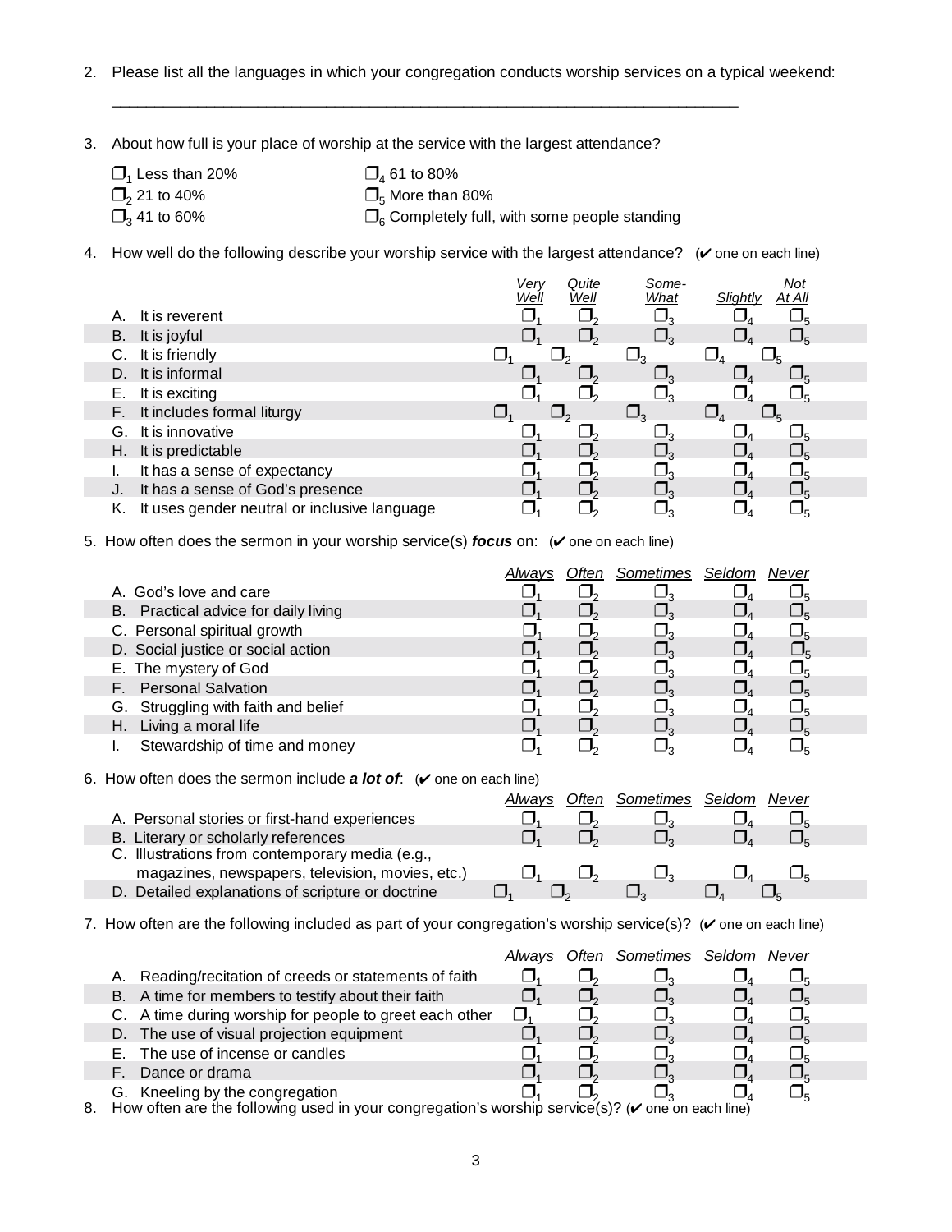2. Please list all the languages in which your congregation conducts worship services on a typical weekend:

_______________________________________________________________________________

3. About how full is your place of worship at the service with the largest attendance?

- ❒ 1 Less than 20%
- ❒ 2 21 to 40%
- ❒ 3 41 to 60%
- ❒ 4 61 to 80%
- ❒ 5 More than 80%
- ❒ 6 Completely full, with some people standing

4. How well do the following describe your worship service with the largest attendance? (✔ one on each line)

| | *Very Well* | *Quite Well* | *Some-What* | *Slightly* | *Not At All* |
|---|---|---|---|---|---|
| A. It is reverent | ❒ 1 | ❒ 2 | ❒ 3 | ❒ 4 | ❒ 5 |
| B. It is joyful | ❒ 1 | ❒ 2 | ❒ 3 | ❒ 4 | ❒ 5 |
| C. It is friendly | ❒ 1 | ❒ 2 | ❒ 3 | ❒ 4 | ❒ 5 |
| D. It is informal | ❒ 1 | ❒ 2 | ❒ 3 | ❒ 4 | ❒ 5 |
| E. It is exciting | ❒ 1 | ❒ 2 | ❒ 3 | ❒ 4 | ❒ 5 |
| F. It includes formal liturgy | ❒ 1 | ❒ 2 | ❒ 3 | ❒ 4 | ❒ 5 |
| G. It is innovative | ❒ 1 | ❒ 2 | ❒ 3 | ❒ 4 | ❒ 5 |
| H. It is predictable | ❒ 1 | ❒ 2 | ❒ 3 | ❒ 4 | ❒ 5 |
| I. It has a sense of expectancy | ❒ 1 | ❒ 2 | ❒ 3 | ❒ 4 | ❒ 5 |
| J. It has a sense of God's presence | ❒ 1 | ❒ 2 | ❒ 3 | ❒ 4 | ❒ 5 |
| K. It uses gender neutral or inclusive language | ❒ 1 | ❒ 2 | ❒ 3 | ❒ 4 | ❒ 5 |

5. How often does the sermon in your worship service(s) ***focus*** on: (✔ one on each line)

| | *Always* | *Often* | *Sometimes* | *Seldom* | *Never* |
|---|---|---|---|---|---|
| A. God's love and care | ❒ 1 | ❒ 2 | ❒ 3 | ❒ 4 | ❒ 5 |
| B. Practical advice for daily living | ❒ 1 | ❒ 2 | ❒ 3 | ❒ 4 | ❒ 5 |
| C. Personal spiritual growth | ❒ 1 | ❒ 2 | ❒ 3 | ❒ 4 | ❒ 5 |
| D. Social justice or social action | ❒ 1 | ❒ 2 | ❒ 3 | ❒ 4 | ❒ 5 |
| E. The mystery of God | ❒ 1 | ❒ 2 | ❒ 3 | ❒ 4 | ❒ 5 |
| F. Personal Salvation | ❒ 1 | ❒ 2 | ❒ 3 | ❒ 4 | ❒ 5 |
| G. Struggling with faith and belief | ❒ 1 | ❒ 2 | ❒ 3 | ❒ 4 | ❒ 5 |
| H. Living a moral life | ❒ 1 | ❒ 2 | ❒ 3 | ❒ 4 | ❒ 5 |
| I. Stewardship of time and money | ❒ 1 | ❒ 2 | ❒ 3 | ❒ 4 | ❒ 5 |

6. How often does the sermon include ***a lot of***: (✔ one on each line)

| | *Always* | *Often* | *Sometimes* | *Seldom* | *Never* |
|---|---|---|---|---|---|
| A. Personal stories or first-hand experiences | ❒ 1 | ❒ 2 | ❒ 3 | ❒ 4 | ❒ 5 |
| B. Literary or scholarly references | ❒ 1 | ❒ 2 | ❒ 3 | ❒ 4 | ❒ 5 |
| C. Illustrations from contemporary media (e.g., magazines, newspapers, television, movies, etc.) | ❒ 1 | ❒ 2 | ❒ 3 | ❒ 4 | ❒ 5 |
| D. Detailed explanations of scripture or doctrine | ❒ 1 | ❒ 2 | ❒ 3 | ❒ 4 | ❒ 5 |

7. How often are the following included as part of your congregation's worship service(s)? (✔ one on each line)

| | *Always* | *Often* | *Sometimes* | *Seldom* | *Never* |
|---|---|---|---|---|---|
| A. Reading/recitation of creeds or statements of faith | ❒ 1 | ❒ 2 | ❒ 3 | ❒ 4 | ❒ 5 |
| B. A time for members to testify about their faith | ❒ 1 | ❒ 2 | ❒ 3 | ❒ 4 | ❒ 5 |
| C. A time during worship for people to greet each other | ❒ 1 | ❒ 2 | ❒ 3 | ❒ 4 | ❒ 5 |
| D. The use of visual projection equipment | ❒ 1 | ❒ 2 | ❒ 3 | ❒ 4 | ❒ 5 |
| E. The use of incense or candles | ❒ 1 | ❒ 2 | ❒ 3 | ❒ 4 | ❒ 5 |
| F. Dance or drama | ❒ 1 | ❒ 2 | ❒ 3 | ❒ 4 | ❒ 5 |
| G. Kneeling by the congregation | ❒ 1 | ❒ 2 | ❒ 3 | ❒ 4 | ❒ 5 |

8. How often are the following used in your congregation's worship service(s)? (✔ one on each line)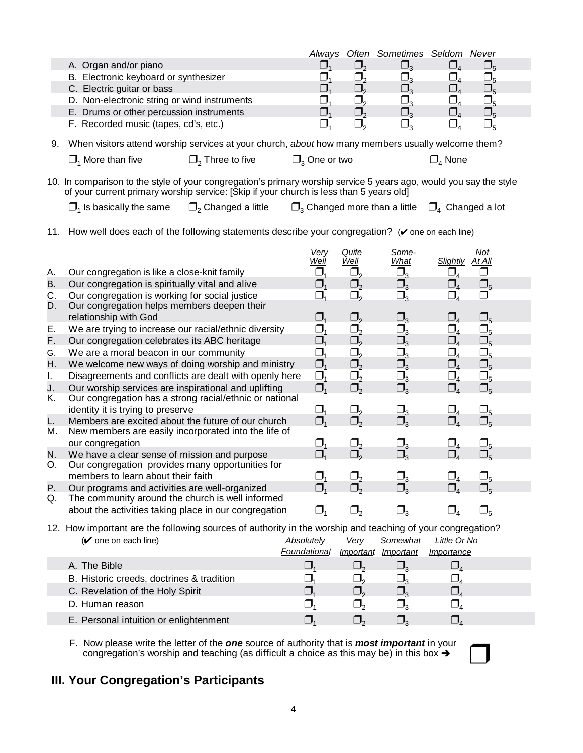| | *Always* | *Often* | *Sometimes* | *Seldom* | *Never* |
|---|---|---|---|---|---|
| A. Organ and/or piano | ❐1 | ❐2 | ❐3 | ❐4 | ❐5 |
| B. Electronic keyboard or synthesizer | ❐1 | ❐2 | ❐3 | ❐4 | ❐5 |
| C. Electric guitar or bass | ❐1 | ❐2 | ❐3 | ❐4 | ❐5 |
| D. Non-electronic string or wind instruments | ❐1 | ❐2 | ❐3 | ❐4 | ❐5 |
| E. Drums or other percussion instruments | ❐1 | ❐2 | ❐3 | ❐4 | ❐5 |
| F. Recorded music (tapes, cd's, etc.) | ❐1 | ❐2 | ❐3 | ❐4 | ❐5 |

9. When visitors attend worship services at your church, *about* how many members usually welcome them?

❐1 More than five ❐2 Three to five ❐3 One or two ❐4 None

10. In comparison to the style of your congregation's primary worship service 5 years ago, would you say the style of your current primary worship service: [Skip if your church is less than 5 years old]

❐1 Is basically the same ❐2 Changed a little ❐3 Changed more than a little ❐4 Changed a lot

11. How well does each of the following statements describe your congregation? (✔ one on each line)

| | | *Very Well* | *Quite Well* | *Some-What* | *Slightly* | *Not At All* |
|---|---|---|---|---|---|---|
| A. | Our congregation is like a close-knit family | ❐1 | ❐2 | ❐3 | ❐4 | ❐ |
| B. | Our congregation is spiritually vital and alive | ❐1 | ❐2 | ❐3 | ❐4 | ❐5 |
| C. | Our congregation is working for social justice | ❐1 | ❐2 | ❐3 | ❐4 | ❐ |
| D. | Our congregation helps members deepen their relationship with God | ❐1 | ❐2 | ❐3 | ❐4 | ❐5 |
| E. | We are trying to increase our racial/ethnic diversity | ❐1 | ❐2 | ❐3 | ❐4 | ❐5 |
| F. | Our congregation celebrates its ABC heritage | ❐1 | ❐2 | ❐3 | ❐4 | ❐5 |
| G. | We are a moral beacon in our community | ❐1 | ❐2 | ❐3 | ❐4 | ❐5 |
| H. | We welcome new ways of doing worship and ministry | ❐1 | ❐2 | ❐3 | ❐4 | ❐5 |
| I. | Disagreements and conflicts are dealt with openly here | ❐1 | ❐2 | ❐3 | ❐4 | ❐5 |
| J. | Our worship services are inspirational and uplifting | ❐1 | ❐2 | ❐3 | ❐4 | ❐5 |
| K. | Our congregation has a strong racial/ethnic or national identity it is trying to preserve | ❐1 | ❐2 | ❐3 | ❐4 | ❐5 |
| L. | Members are excited about the future of our church | ❐1 | ❐2 | ❐3 | ❐4 | ❐5 |
| M. | New members are easily incorporated into the life of our congregation | ❐1 | ❐2 | ❐3 | ❐4 | ❐5 |
| N. | We have a clear sense of mission and purpose | ❐1 | ❐2 | ❐3 | ❐4 | ❐5 |
| O. | Our congregation provides many opportunities for members to learn about their faith | ❐1 | ❐2 | ❐3 | ❐4 | ❐5 |
| P. | Our programs and activities are well-organized | ❐1 | ❐2 | ❐3 | ❐4 | ❐5 |
| Q. | The community around the church is well informed about the activities taking place in our congregation | ❐1 | ❐2 | ❐3 | ❐4 | ❐5 |

12. How important are the following sources of authority in the worship and teaching of your congregation?

| (✔ one on each line) | *Absolutely Foundational* | *Very Important* | *Somewhat Important* | *Little Or No Importance* |
|---|---|---|---|---|
| A. The Bible | ❐1 | ❐2 | ❐3 | ❐4 |
| B. Historic creeds, doctrines & tradition | ❐1 | ❐2 | ❐3 | ❐4 |
| C. Revelation of the Holy Spirit | ❐1 | ❐2 | ❐3 | ❐4 |
| D. Human reason | ❐1 | ❐2 | ❐3 | ❐4 |
| E. Personal intuition or enlightenment | ❐1 | ❐2 | ❐3 | ❐4 |

F. Now please write the letter of the ***one*** source of authority that is ***most important*** in your congregation's worship and teaching (as difficult a choice as this may be) in this box ➔ ❐

## III. Your Congregation's Participants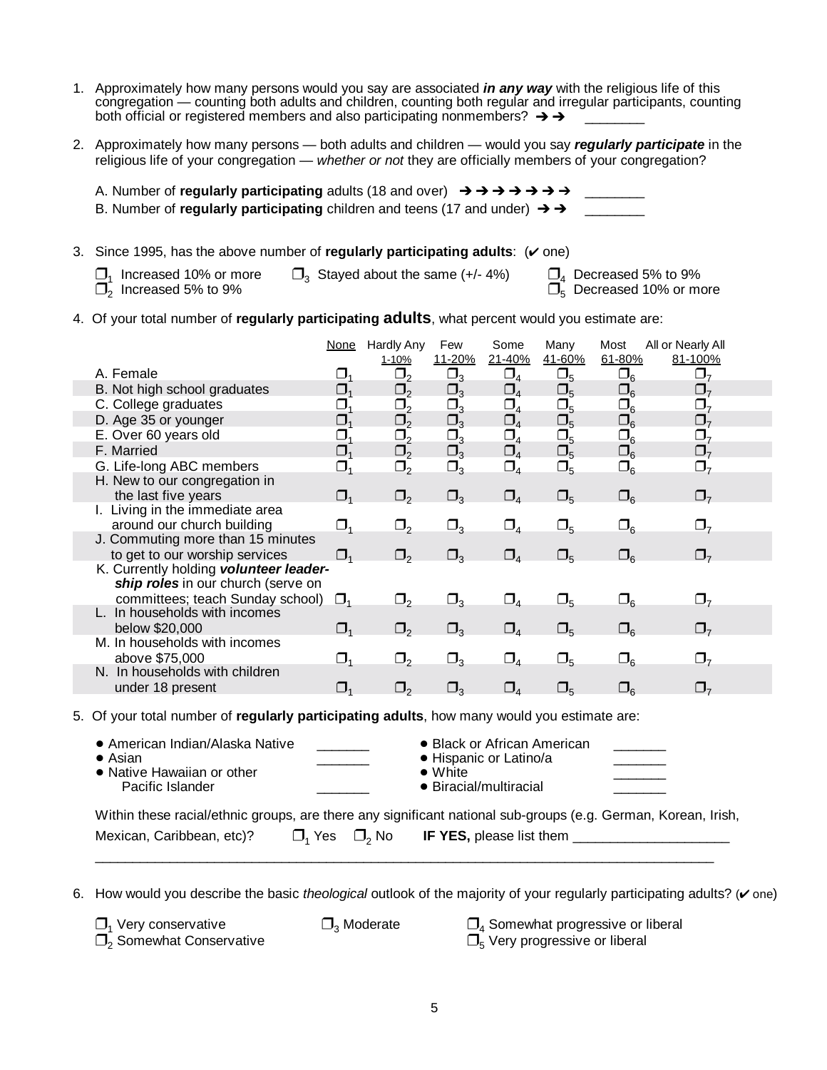1. Approximately how many persons would you say are associated ***in any way*** with the religious life of this congregation — counting both adults and children, counting both regular and irregular participants, counting both official or registered members and also participating nonmembers? ➔➔ ________

2. Approximately how many persons — both adults and children — would you say ***regularly participate*** in the religious life of your congregation — *whether or not* they are officially members of your congregation?

   A. Number of **regularly participating** adults (18 and over) ➔➔➔➔➔➔➔ ________
   
   B. Number of **regularly participating** children and teens (17 and under) ➔➔ ________

3. Since 1995, has the above number of **regularly participating adults**: (✔ one)

   ❐1 Increased 10% or more
   ❐2 Increased 5% to 9%
   ❐3 Stayed about the same (+/- 4%)
   ❐4 Decreased 5% to 9%
   ❐5 Decreased 10% or more

4. Of your total number of **regularly participating adults**, what percent would you estimate are:

| | None | Hardly Any 1-10% | Few 11-20% | Some 21-40% | Many 41-60% | Most 61-80% | All or Nearly All 81-100% |
|---|---|---|---|---|---|---|---|
| A. Female | ❐1 | ❐2 | ❐3 | ❐4 | ❐5 | ❐6 | ❐7 |
| B. Not high school graduates | ❐1 | ❐2 | ❐3 | ❐4 | ❐5 | ❐6 | ❐7 |
| C. College graduates | ❐1 | ❐2 | ❐3 | ❐4 | ❐5 | ❐6 | ❐7 |
| D. Age 35 or younger | ❐1 | ❐2 | ❐3 | ❐4 | ❐5 | ❐6 | ❐7 |
| E. Over 60 years old | ❐1 | ❐2 | ❐3 | ❐4 | ❐5 | ❐6 | ❐7 |
| F. Married | ❐1 | ❐2 | ❐3 | ❐4 | ❐5 | ❐6 | ❐7 |
| G. Life-long ABC members | ❐1 | ❐2 | ❐3 | ❐4 | ❐5 | ❐6 | ❐7 |
| H. New to our congregation in the last five years | ❐1 | ❐2 | ❐3 | ❐4 | ❐5 | ❐6 | ❐7 |
| I. Living in the immediate area around our church building | ❐1 | ❐2 | ❐3 | ❐4 | ❐5 | ❐6 | ❐7 |
| J. Commuting more than 15 minutes to get to our worship services | ❐1 | ❐2 | ❐3 | ❐4 | ❐5 | ❐6 | ❐7 |
| K. Currently holding ***volunteer leadership roles*** in our church (serve on committees; teach Sunday school) | ❐1 | ❐2 | ❐3 | ❐4 | ❐5 | ❐6 | ❐7 |
| L. In households with incomes below $20,000 | ❐1 | ❐2 | ❐3 | ❐4 | ❐5 | ❐6 | ❐7 |
| M. In households with incomes above $75,000 | ❐1 | ❐2 | ❐3 | ❐4 | ❐5 | ❐6 | ❐7 |
| N. In households with children under 18 present | ❐1 | ❐2 | ❐3 | ❐4 | ❐5 | ❐6 | ❐7 |

5. Of your total number of **regularly participating adults**, how many would you estimate are:

   - American Indian/Alaska Native _______
   - Asian _______
   - Native Hawaiian or other Pacific Islander _______
   - Black or African American _______
   - Hispanic or Latino/a _______
   - White _______
   - Biracial/multiracial _______

   Within these racial/ethnic groups, are there any significant national sub-groups (e.g. German, Korean, Irish, Mexican, Caribbean, etc)? ❐1 Yes ❐2 No **IF YES,** please list them ____________________
   
   ________________________________________________________________________________

6. How would you describe the basic *theological* outlook of the majority of your regularly participating adults? (✔ one)

   ❐1 Very conservative
   ❐2 Somewhat Conservative
   ❐3 Moderate
   ❐4 Somewhat progressive or liberal
   ❐5 Very progressive or liberal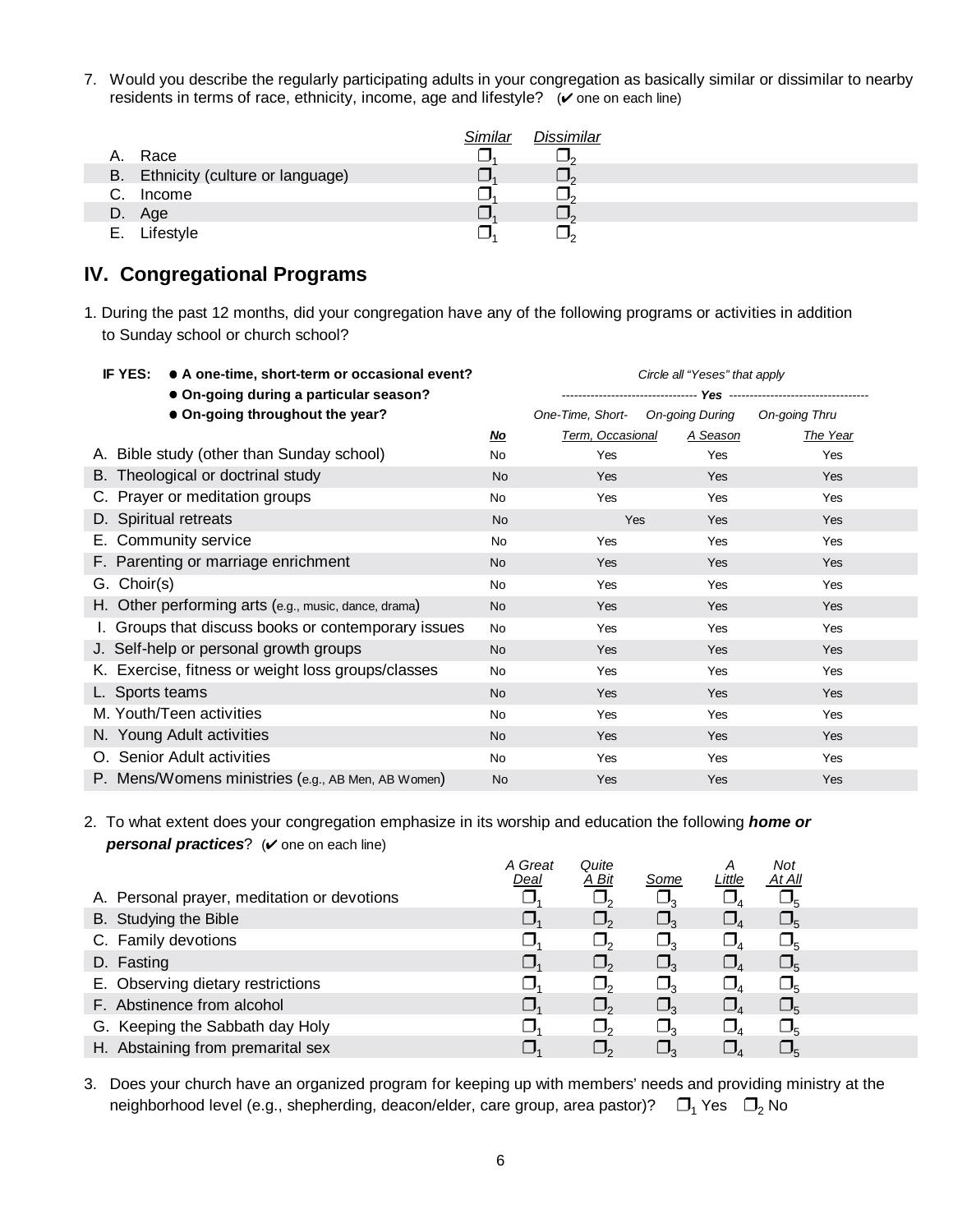7. Would you describe the regularly participating adults in your congregation as basically similar or dissimilar to nearby residents in terms of race, ethnicity, income, age and lifestyle? (✔ one on each line)

| | *Similar* | *Dissimilar* |
|---|---|---|
| A. Race | ❒1 | ❒2 |
| B. Ethnicity (culture or language) | ❒1 | ❒2 |
| C. Income | ❒1 | ❒2 |
| D. Age | ❒1 | ❒2 |
| E. Lifestyle | ❒1 | ❒2 |

## IV. Congregational Programs

1. During the past 12 months, did your congregation have any of the following programs or activities in addition to Sunday school or church school?

**IF YES:**
- **A one-time, short-term or occasional event?**
- **On-going during a particular season?**
- **On-going throughout the year?**

*Circle all "Yeses" that apply*

| | | *Yes* | | |
|---|---|---|---|---|
| | ***No*** | *One-Time, Short-Term, Occasional* | *On-going During A Season* | *On-going Thru The Year* |
| A. Bible study (other than Sunday school) | No | Yes | Yes | Yes |
| B. Theological or doctrinal study | No | Yes | Yes | Yes |
| C. Prayer or meditation groups | No | Yes | Yes | Yes |
| D. Spiritual retreats | No | Yes | Yes | Yes |
| E. Community service | No | Yes | Yes | Yes |
| F. Parenting or marriage enrichment | No | Yes | Yes | Yes |
| G. Choir(s) | No | Yes | Yes | Yes |
| H. Other performing arts (e.g., music, dance, drama) | No | Yes | Yes | Yes |
| I. Groups that discuss books or contemporary issues | No | Yes | Yes | Yes |
| J. Self-help or personal growth groups | No | Yes | Yes | Yes |
| K. Exercise, fitness or weight loss groups/classes | No | Yes | Yes | Yes |
| L. Sports teams | No | Yes | Yes | Yes |
| M. Youth/Teen activities | No | Yes | Yes | Yes |
| N. Young Adult activities | No | Yes | Yes | Yes |
| O. Senior Adult activities | No | Yes | Yes | Yes |
| P. Mens/Womens ministries (e.g., AB Men, AB Women) | No | Yes | Yes | Yes |

2. To what extent does your congregation emphasize in its worship and education the following ***home or personal practices***? (✔ one on each line)

| | *A Great Deal* | *Quite A Bit* | *Some* | *A Little* | *Not At All* |
|---|---|---|---|---|---|
| A. Personal prayer, meditation or devotions | ❒1 | ❒2 | ❒3 | ❒4 | ❒5 |
| B. Studying the Bible | ❒1 | ❒2 | ❒3 | ❒4 | ❒5 |
| C. Family devotions | ❒1 | ❒2 | ❒3 | ❒4 | ❒5 |
| D. Fasting | ❒1 | ❒2 | ❒3 | ❒4 | ❒5 |
| E. Observing dietary restrictions | ❒1 | ❒2 | ❒3 | ❒4 | ❒5 |
| F. Abstinence from alcohol | ❒1 | ❒2 | ❒3 | ❒4 | ❒5 |
| G. Keeping the Sabbath day Holy | ❒1 | ❒2 | ❒3 | ❒4 | ❒5 |
| H. Abstaining from premarital sex | ❒1 | ❒2 | ❒3 | ❒4 | ❒5 |

3. Does your church have an organized program for keeping up with members' needs and providing ministry at the neighborhood level (e.g., shepherding, deacon/elder, care group, area pastor)? ❒1 Yes ❒2 No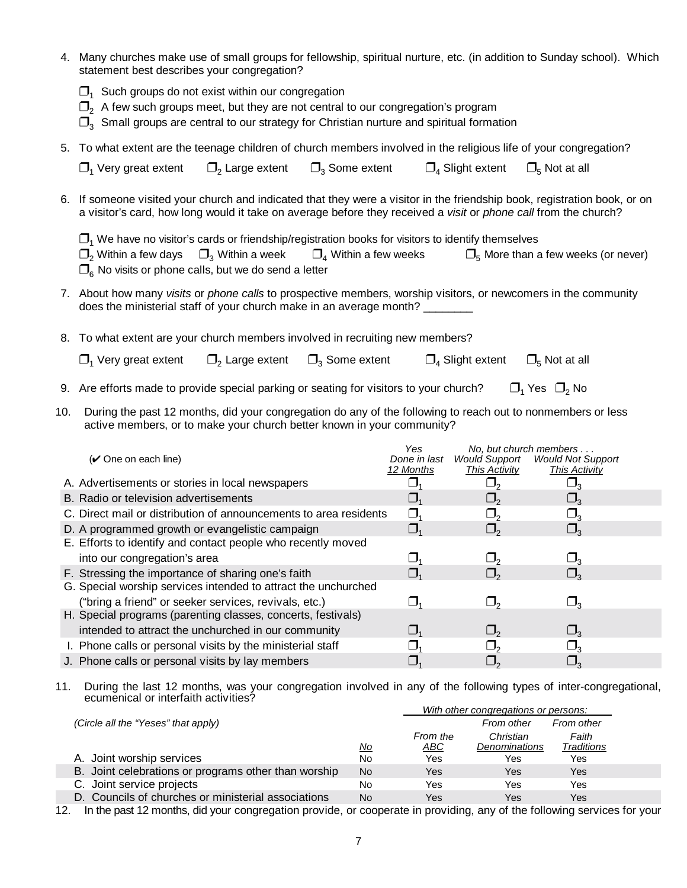4. Many churches make use of small groups for fellowship, spiritual nurture, etc. (in addition to Sunday school). Which statement best describes your congregation?

   ❒1 Such groups do not exist within our congregation
   ❒2 A few such groups meet, but they are not central to our congregation's program
   ❒3 Small groups are central to our strategy for Christian nurture and spiritual formation

5. To what extent are the teenage children of church members involved in the religious life of your congregation?

   ❒1 Very great extent ❒2 Large extent ❒3 Some extent ❒4 Slight extent ❒5 Not at all

6. If someone visited your church and indicated that they were a visitor in the friendship book, registration book, or on a visitor's card, how long would it take on average before they received a *visit* or *phone call* from the church?

   ❒1 We have no visitor's cards or friendship/registration books for visitors to identify themselves
   ❒2 Within a few days ❒3 Within a week ❒4 Within a few weeks ❒5 More than a few weeks (or never)
   ❒6 No visits or phone calls, but we do send a letter

7. About how many *visits* or *phone calls* to prospective members, worship visitors, or newcomers in the community does the ministerial staff of your church make in an average month? ________

8. To what extent are your church members involved in recruiting new members?

   ❒1 Very great extent ❒2 Large extent ❒3 Some extent ❒4 Slight extent ❒5 Not at all

9. Are efforts made to provide special parking or seating for visitors to your church? ❒1 Yes ❒2 No

10. During the past 12 months, did your congregation do any of the following to reach out to nonmembers or less active members, or to make your church better known in your community?

| (✔ One on each line) | *Yes* *Done in last* *12 Months* | *No, but church members . . .* *Would Support* *This Activity* | *Would Not Support* *This Activity* |
|---|---|---|---|
| A. Advertisements or stories in local newspapers | ❒1 | ❒2 | ❒3 |
| B. Radio or television advertisements | ❒1 | ❒2 | ❒3 |
| C. Direct mail or distribution of announcements to area residents | ❒1 | ❒2 | ❒3 |
| D. A programmed growth or evangelistic campaign | ❒1 | ❒2 | ❒3 |
| E. Efforts to identify and contact people who recently moved into our congregation's area | ❒1 | ❒2 | ❒3 |
| F. Stressing the importance of sharing one's faith | ❒1 | ❒2 | ❒3 |
| G. Special worship services intended to attract the unchurched ("bring a friend" or seeker services, revivals, etc.) | ❒1 | ❒2 | ❒3 |
| H. Special programs (parenting classes, concerts, festivals) intended to attract the unchurched in our community | ❒1 | ❒2 | ❒3 |
| I. Phone calls or personal visits by the ministerial staff | ❒1 | ❒2 | ❒3 |
| J. Phone calls or personal visits by lay members | ❒1 | ❒2 | ❒3 |

11. During the last 12 months, was your congregation involved in any of the following types of inter-congregational, ecumenical or interfaith activities?

| *(Circle all the "Yeses" that apply)* | No | *With other congregations or persons:* From the ABC | From other Christian Denominations | From other Faith Traditions |
|---|---|---|---|---|
| A. Joint worship services | No | Yes | Yes | Yes |
| B. Joint celebrations or programs other than worship | No | Yes | Yes | Yes |
| C. Joint service projects | No | Yes | Yes | Yes |
| D. Councils of churches or ministerial associations | No | Yes | Yes | Yes |

12. In the past 12 months, did your congregation provide, or cooperate in providing, any of the following services for your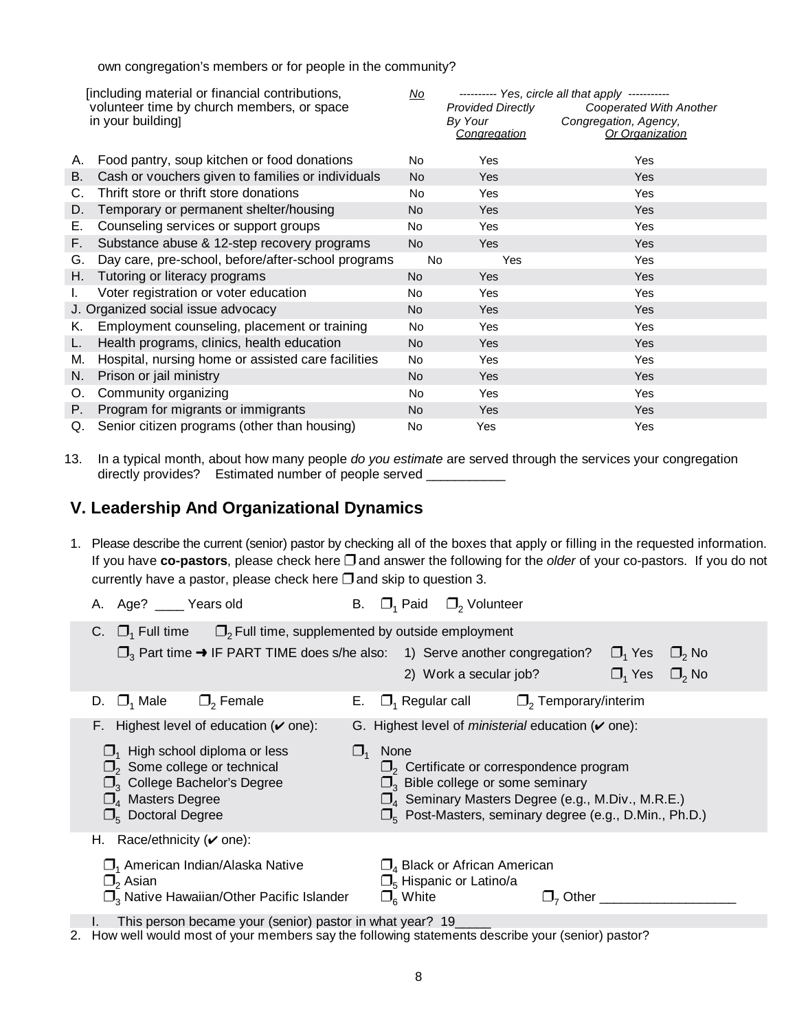own congregation's members or for people in the community?

| [including material or financial contributions, volunteer time by church members, or space in your building] | No | ---------- Yes, circle all that apply ----------- Provided Directly By Your Congregation | Cooperated With Another Congregation, Agency, Or Organization |
|---|---|---|---|
| A. Food pantry, soup kitchen or food donations | No | Yes | Yes |
| B. Cash or vouchers given to families or individuals | No | Yes | Yes |
| C. Thrift store or thrift store donations | No | Yes | Yes |
| D. Temporary or permanent shelter/housing | No | Yes | Yes |
| E. Counseling services or support groups | No | Yes | Yes |
| F. Substance abuse & 12-step recovery programs | No | Yes | Yes |
| G. Day care, pre-school, before/after-school programs | No | Yes | Yes |
| H. Tutoring or literacy programs | No | Yes | Yes |
| I. Voter registration or voter education | No | Yes | Yes |
| J. Organized social issue advocacy | No | Yes | Yes |
| K. Employment counseling, placement or training | No | Yes | Yes |
| L. Health programs, clinics, health education | No | Yes | Yes |
| M. Hospital, nursing home or assisted care facilities | No | Yes | Yes |
| N. Prison or jail ministry | No | Yes | Yes |
| O. Community organizing | No | Yes | Yes |
| P. Program for migrants or immigrants | No | Yes | Yes |
| Q. Senior citizen programs (other than housing) | No | Yes | Yes |

13. In a typical month, about how many people *do you estimate* are served through the services your congregation directly provides? Estimated number of people served ___________

## V. Leadership And Organizational Dynamics

1. Please describe the current (senior) pastor by checking all of the boxes that apply or filling in the requested information. If you have **co-pastors**, please check here ❒ and answer the following for the *older* of your co-pastors. If you do not currently have a pastor, please check here ❒ and skip to question 3.

   A. Age? ____ Years old  B. ❒1 Paid ❒2 Volunteer

   C. ❒1 Full time ❒2 Full time, supplemented by outside employment
   ❒3 Part time ➜ IF PART TIME does s/he also: 1) Serve another congregation? ❒1 Yes ❒2 No
   2) Work a secular job? ❒1 Yes ❒2 No

   D. ❒1 Male ❒2 Female  E. ❒1 Regular call ❒2 Temporary/interim

   F. Highest level of education (✔ one):
   - ❒1 High school diploma or less
   - ❒2 Some college or technical
   - ❒3 College Bachelor's Degree
   - ❒4 Masters Degree
   - ❒5 Doctoral Degree

   G. Highest level of *ministerial* education (✔ one):
   - ❒1 None
   - ❒2 Certificate or correspondence program
   - ❒3 Bible college or some seminary
   - ❒4 Seminary Masters Degree (e.g., M.Div., M.R.E.)
   - ❒5 Post-Masters, seminary degree (e.g., D.Min., Ph.D.)

   H. Race/ethnicity (✔ one):
   - ❒1 American Indian/Alaska Native
   - ❒2 Asian
   - ❒3 Native Hawaiian/Other Pacific Islander
   - ❒4 Black or African American
   - ❒5 Hispanic or Latino/a
   - ❒6 White
   - ❒7 Other ___________________

   I. This person became your (senior) pastor in what year? 19_____

2. How well would most of your members say the following statements describe your (senior) pastor?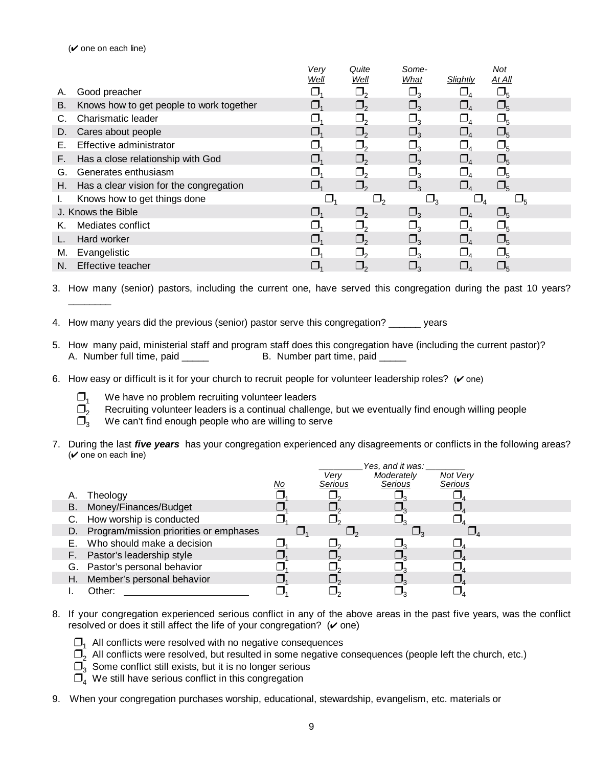(✔ one on each line)

| | Very Well | Quite Well | Some-What | Slightly | Not At All |
|---|---|---|---|---|---|
| A. Good preacher | ❒1 | ❒2 | ❒3 | ❒4 | ❒5 |
| B. Knows how to get people to work together | ❒1 | ❒2 | ❒3 | ❒4 | ❒5 |
| C. Charismatic leader | ❒1 | ❒2 | ❒3 | ❒4 | ❒5 |
| D. Cares about people | ❒1 | ❒2 | ❒3 | ❒4 | ❒5 |
| E. Effective administrator | ❒1 | ❒2 | ❒3 | ❒4 | ❒5 |
| F. Has a close relationship with God | ❒1 | ❒2 | ❒3 | ❒4 | ❒5 |
| G. Generates enthusiasm | ❒1 | ❒2 | ❒3 | ❒4 | ❒5 |
| H. Has a clear vision for the congregation | ❒1 | ❒2 | ❒3 | ❒4 | ❒5 |
| I. Knows how to get things done | ❒1 | ❒2 | ❒3 | ❒4 | ❒5 |
| J. Knows the Bible | ❒1 | ❒2 | ❒3 | ❒4 | ❒5 |
| K. Mediates conflict | ❒1 | ❒2 | ❒3 | ❒4 | ❒5 |
| L. Hard worker | ❒1 | ❒2 | ❒3 | ❒4 | ❒5 |
| M. Evangelistic | ❒1 | ❒2 | ❒3 | ❒4 | ❒5 |
| N. Effective teacher | ❒1 | ❒2 | ❒3 | ❒4 | ❒5 |

3. How many (senior) pastors, including the current one, have served this congregation during the past 10 years? ________

4. How many years did the previous (senior) pastor serve this congregation? ______ years

5. How many paid, ministerial staff and program staff does this congregation have (including the current pastor)?
   A. Number full time, paid _____ B. Number part time, paid _____

6. How easy or difficult is it for your church to recruit people for volunteer leadership roles? (✔ one)

   ❒1 We have no problem recruiting volunteer leaders
   ❒2 Recruiting volunteer leaders is a continual challenge, but we eventually find enough willing people
   ❒3 We can't find enough people who are willing to serve

7. During the last ***five years*** has your congregation experienced any disagreements or conflicts in the following areas? (✔ one on each line)

| | No | Yes, and it was: Very Serious | Moderately Serious | Not Very Serious |
|---|---|---|---|---|
| A. Theology | ❒1 | ❒2 | ❒3 | ❒4 |
| B. Money/Finances/Budget | ❒1 | ❒2 | ❒3 | ❒4 |
| C. How worship is conducted | ❒1 | ❒2 | ❒3 | ❒4 |
| D. Program/mission priorities or emphases | ❒1 | ❒2 | ❒3 | ❒4 |
| E. Who should make a decision | ❒1 | ❒2 | ❒3 | ❒4 |
| F. Pastor's leadership style | ❒1 | ❒2 | ❒3 | ❒4 |
| G. Pastor's personal behavior | ❒1 | ❒2 | ❒3 | ❒4 |
| H. Member's personal behavior | ❒1 | ❒2 | ❒3 | ❒4 |
| I. Other: ______________________ | ❒1 | ❒2 | ❒3 | ❒4 |

8. If your congregation experienced serious conflict in any of the above areas in the past five years, was the conflict resolved or does it still affect the life of your congregation? (✔ one)

   ❒1 All conflicts were resolved with no negative consequences
   ❒2 All conflicts were resolved, but resulted in some negative consequences (people left the church, etc.)
   ❒3 Some conflict still exists, but it is no longer serious
   ❒4 We still have serious conflict in this congregation

9. When your congregation purchases worship, educational, stewardship, evangelism, etc. materials or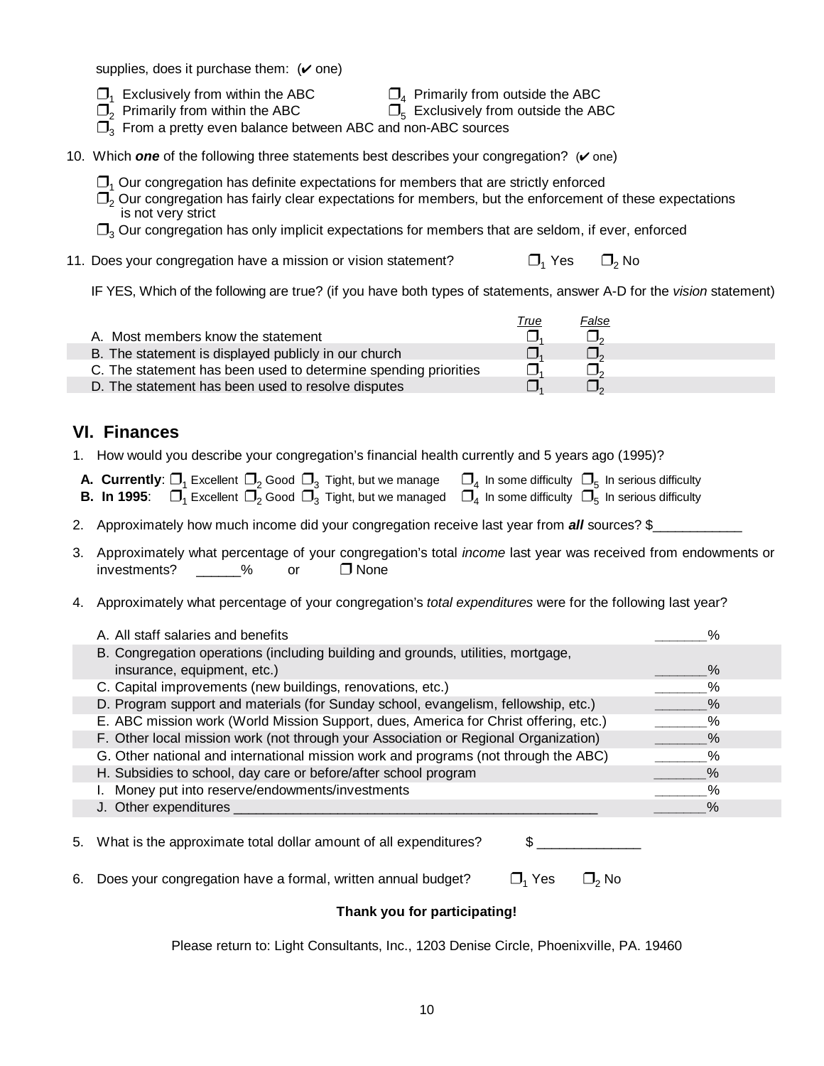supplies, does it purchase them: (✔ one)

❒1 Exclusively from within the ABC
❒2 Primarily from within the ABC
❒3 From a pretty even balance between ABC and non-ABC sources
❒4 Primarily from outside the ABC
❒5 Exclusively from outside the ABC

10. Which ***one*** of the following three statements best describes your congregation? (✔ one)

❒1 Our congregation has definite expectations for members that are strictly enforced
❒2 Our congregation has fairly clear expectations for members, but the enforcement of these expectations is not very strict
❒3 Our congregation has only implicit expectations for members that are seldom, if ever, enforced

11. Does your congregation have a mission or vision statement? ❒1 Yes ❒2 No

IF YES, Which of the following are true? (if you have both types of statements, answer A-D for the *vision* statement)

| | *True* | *False* |
|---|---|---|
| A. Most members know the statement | ❒1 | ❒2 |
| B. The statement is displayed publicly in our church | ❒1 | ❒2 |
| C. The statement has been used to determine spending priorities | ❒1 | ❒2 |
| D. The statement has been used to resolve disputes | ❒1 | ❒2 |

## VI. Finances

1. How would you describe your congregation's financial health currently and 5 years ago (1995)?

**A. Currently**: ❒1 Excellent ❒2 Good ❒3 Tight, but we manage ❒4 In some difficulty ❒5 In serious difficulty
**B. In 1995**: ❒1 Excellent ❒2 Good ❒3 Tight, but we managed ❒4 In some difficulty ❒5 In serious difficulty

2. Approximately how much income did your congregation receive last year from ***all*** sources? $___________

3. Approximately what percentage of your congregation's total *income* last year was received from endowments or investments? ______% or ❒ None

4. Approximately what percentage of your congregation's *total expenditures* were for the following last year?

| | |
|---|---|
| A. All staff salaries and benefits | _______% |
| B. Congregation operations (including building and grounds, utilities, mortgage, insurance, equipment, etc.) | _______% |
| C. Capital improvements (new buildings, renovations, etc.) | _______% |
| D. Program support and materials (for Sunday school, evangelism, fellowship, etc.) | _______% |
| E. ABC mission work (World Mission Support, dues, America for Christ offering, etc.) | _______% |
| F. Other local mission work (not through your Association or Regional Organization) | _______% |
| G. Other national and international mission work and programs (not through the ABC) | _______% |
| H. Subsidies to school, day care or before/after school program | _______% |
| I. Money put into reserve/endowments/investments | _______% |
| J. Other expenditures ___________________________________________________ | _______% |

5. What is the approximate total dollar amount of all expenditures? $ _____________

6. Does your congregation have a formal, written annual budget? ❒1 Yes ❒2 No

**Thank you for participating!**

Please return to: Light Consultants, Inc., 1203 Denise Circle, Phoenixville, PA. 19460